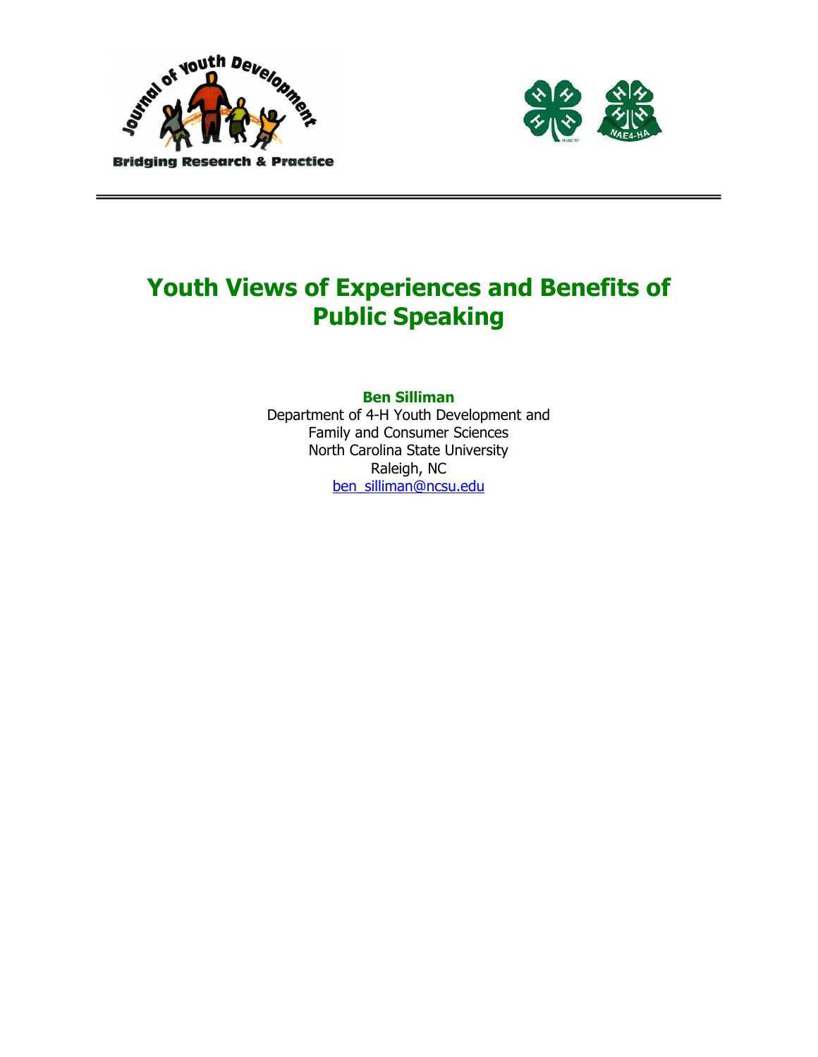# Youth Views of Experiences and Benefits of Public Speaking

**Ben Silliman**
Department of 4-H Youth Development and
Family and Consumer Sciences
North Carolina State University
Raleigh, NC
ben_silliman@ncsu.edu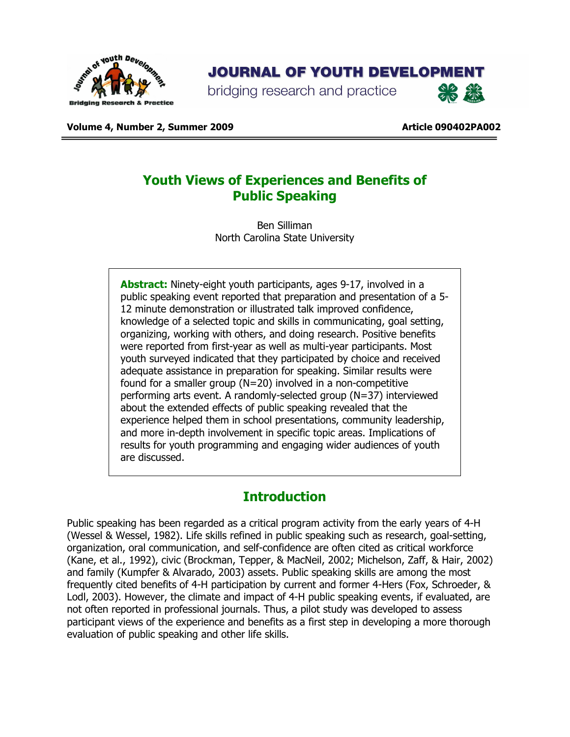# Youth Views of Experiences and Benefits of Public Speaking

Ben Silliman
North Carolina State University

> **Abstract:** Ninety-eight youth participants, ages 9-17, involved in a public speaking event reported that preparation and presentation of a 5-12 minute demonstration or illustrated talk improved confidence, knowledge of a selected topic and skills in communicating, goal setting, organizing, working with others, and doing research. Positive benefits were reported from first-year as well as multi-year participants. Most youth surveyed indicated that they participated by choice and received adequate assistance in preparation for speaking. Similar results were found for a smaller group (N=20) involved in a non-competitive performing arts event. A randomly-selected group (N=37) interviewed about the extended effects of public speaking revealed that the experience helped them in school presentations, community leadership, and more in-depth involvement in specific topic areas. Implications of results for youth programming and engaging wider audiences of youth are discussed.

## Introduction

Public speaking has been regarded as a critical program activity from the early years of 4-H (Wessel & Wessel, 1982). Life skills refined in public speaking such as research, goal-setting, organization, oral communication, and self-confidence are often cited as critical workforce (Kane, et al., 1992), civic (Brockman, Tepper, & MacNeil, 2002; Michelson, Zaff, & Hair, 2002) and family (Kumpfer & Alvarado, 2003) assets. Public speaking skills are among the most frequently cited benefits of 4-H participation by current and former 4-Hers (Fox, Schroeder, & Lodl, 2003). However, the climate and impact of 4-H public speaking events, if evaluated, are not often reported in professional journals. Thus, a pilot study was developed to assess participant views of the experience and benefits as a first step in developing a more thorough evaluation of public speaking and other life skills.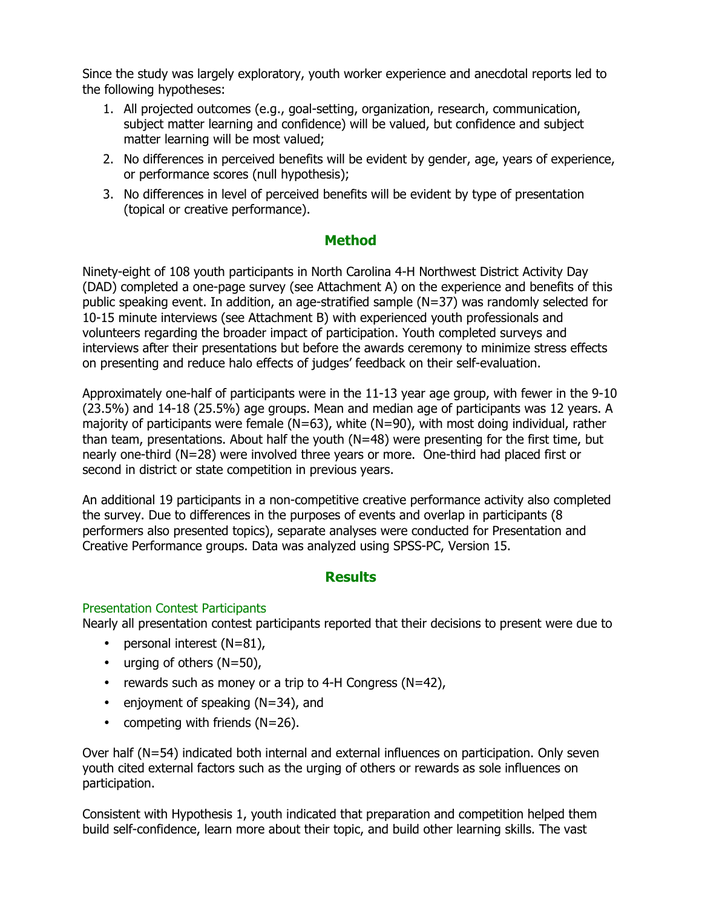Since the study was largely exploratory, youth worker experience and anecdotal reports led to the following hypotheses:

1. All projected outcomes (e.g., goal-setting, organization, research, communication, subject matter learning and confidence) will be valued, but confidence and subject matter learning will be most valued;
2. No differences in perceived benefits will be evident by gender, age, years of experience, or performance scores (null hypothesis);
3. No differences in level of perceived benefits will be evident by type of presentation (topical or creative performance).

## Method

Ninety-eight of 108 youth participants in North Carolina 4-H Northwest District Activity Day (DAD) completed a one-page survey (see Attachment A) on the experience and benefits of this public speaking event. In addition, an age-stratified sample (N=37) was randomly selected for 10-15 minute interviews (see Attachment B) with experienced youth professionals and volunteers regarding the broader impact of participation. Youth completed surveys and interviews after their presentations but before the awards ceremony to minimize stress effects on presenting and reduce halo effects of judges' feedback on their self-evaluation.

Approximately one-half of participants were in the 11-13 year age group, with fewer in the 9-10 (23.5%) and 14-18 (25.5%) age groups. Mean and median age of participants was 12 years. A majority of participants were female (N=63), white (N=90), with most doing individual, rather than team, presentations. About half the youth (N=48) were presenting for the first time, but nearly one-third (N=28) were involved three years or more. One-third had placed first or second in district or state competition in previous years.

An additional 19 participants in a non-competitive creative performance activity also completed the survey. Due to differences in the purposes of events and overlap in participants (8 performers also presented topics), separate analyses were conducted for Presentation and Creative Performance groups. Data was analyzed using SPSS-PC, Version 15.

## Results

### Presentation Contest Participants

Nearly all presentation contest participants reported that their decisions to present were due to

- personal interest (N=81),
- urging of others (N=50),
- rewards such as money or a trip to 4-H Congress (N=42),
- enjoyment of speaking (N=34), and
- competing with friends (N=26).

Over half (N=54) indicated both internal and external influences on participation. Only seven youth cited external factors such as the urging of others or rewards as sole influences on participation.

Consistent with Hypothesis 1, youth indicated that preparation and competition helped them build self-confidence, learn more about their topic, and build other learning skills. The vast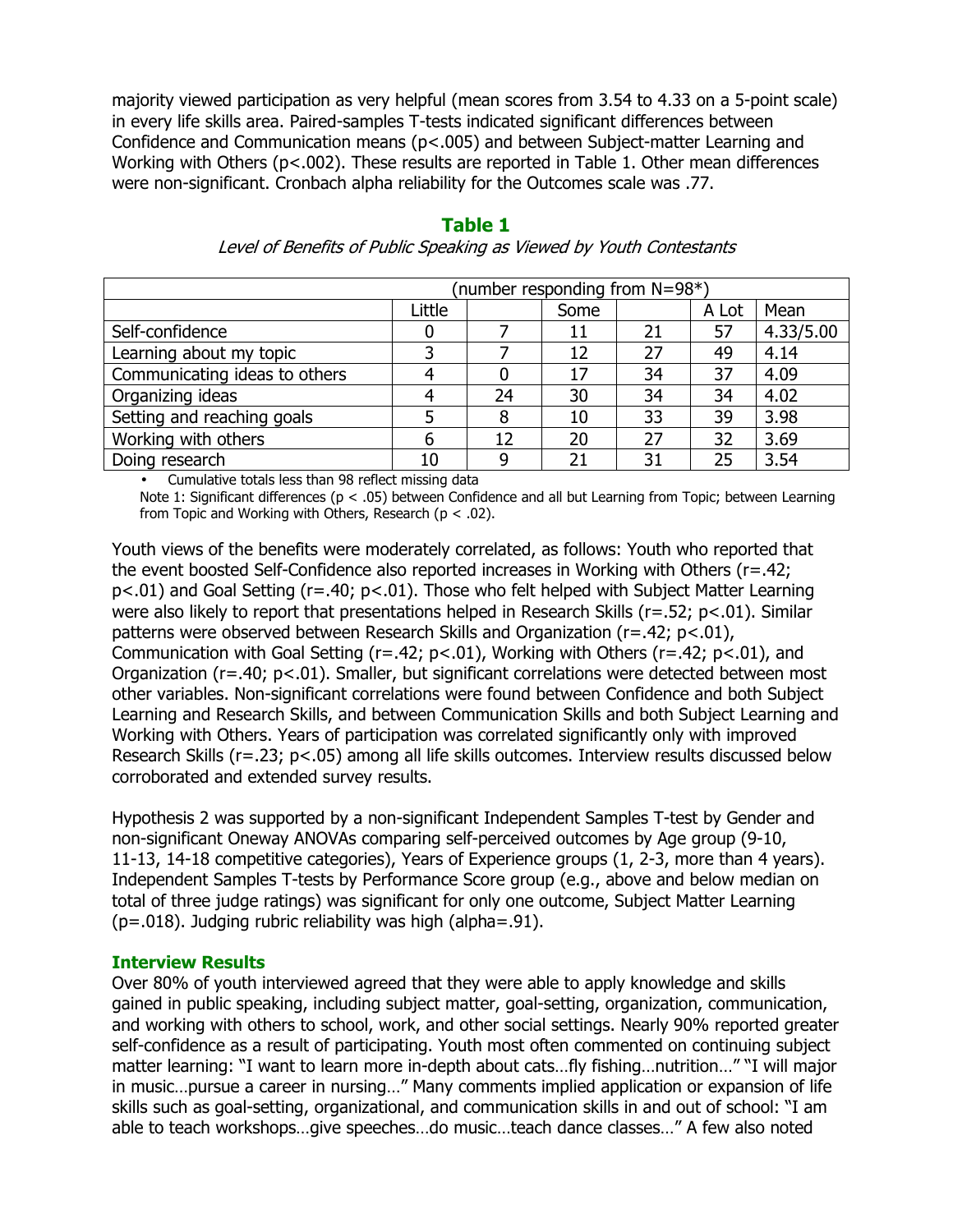majority viewed participation as very helpful (mean scores from 3.54 to 4.33 on a 5-point scale) in every life skills area. Paired-samples T-tests indicated significant differences between Confidence and Communication means ($p<.005$) and between Subject-matter Learning and Working with Others ($p<.002$). These results are reported in Table 1. Other mean differences were non-significant. Cronbach alpha reliability for the Outcomes scale was .77.

**Table 1**

*Level of Benefits of Public Speaking as Viewed by Youth Contestants*

| | (number responding from N=98*) | | | | | |
|---|---|---|---|---|---|---|
| | Little | | Some | | A Lot | Mean |
| Self-confidence | 0 | 7 | 11 | 21 | 57 | 4.33/5.00 |
| Learning about my topic | 3 | 7 | 12 | 27 | 49 | 4.14 |
| Communicating ideas to others | 4 | 0 | 17 | 34 | 37 | 4.09 |
| Organizing ideas | 4 | 24 | 30 | 34 | 34 | 4.02 |
| Setting and reaching goals | 5 | 8 | 10 | 33 | 39 | 3.98 |
| Working with others | 6 | 12 | 20 | 27 | 32 | 3.69 |
| Doing research | 10 | 9 | 21 | 31 | 25 | 3.54 |

- Cumulative totals less than 98 reflect missing data

Note 1: Significant differences ($p < .05$) between Confidence and all but Learning from Topic; between Learning from Topic and Working with Others, Research ($p < .02$).

Youth views of the benefits were moderately correlated, as follows: Youth who reported that the event boosted Self-Confidence also reported increases in Working with Others ($r=.42$; $p<.01$) and Goal Setting ($r=.40$; $p<.01$). Those who felt helped with Subject Matter Learning were also likely to report that presentations helped in Research Skills ($r=.52$; $p<.01$). Similar patterns were observed between Research Skills and Organization ($r=.42$; $p<.01$), Communication with Goal Setting ($r=.42$; $p<.01$), Working with Others ($r=.42$; $p<.01$), and Organization ($r=.40$; $p<.01$). Smaller, but significant correlations were detected between most other variables. Non-significant correlations were found between Confidence and both Subject Learning and Research Skills, and between Communication Skills and both Subject Learning and Working with Others. Years of participation was correlated significantly only with improved Research Skills ($r=.23$; $p<.05$) among all life skills outcomes. Interview results discussed below corroborated and extended survey results.

Hypothesis 2 was supported by a non-significant Independent Samples T-test by Gender and non-significant Oneway ANOVAs comparing self-perceived outcomes by Age group (9-10, 11-13, 14-18 competitive categories), Years of Experience groups (1, 2-3, more than 4 years). Independent Samples T-tests by Performance Score group (e.g., above and below median on total of three judge ratings) was significant for only one outcome, Subject Matter Learning ($p=.018$). Judging rubric reliability was high (alpha=.91).

### Interview Results

Over 80% of youth interviewed agreed that they were able to apply knowledge and skills gained in public speaking, including subject matter, goal-setting, organization, communication, and working with others to school, work, and other social settings. Nearly 90% reported greater self-confidence as a result of participating. Youth most often commented on continuing subject matter learning: "I want to learn more in-depth about cats…fly fishing…nutrition…" "I will major in music…pursue a career in nursing…" Many comments implied application or expansion of life skills such as goal-setting, organizational, and communication skills in and out of school: "I am able to teach workshops…give speeches…do music…teach dance classes…" A few also noted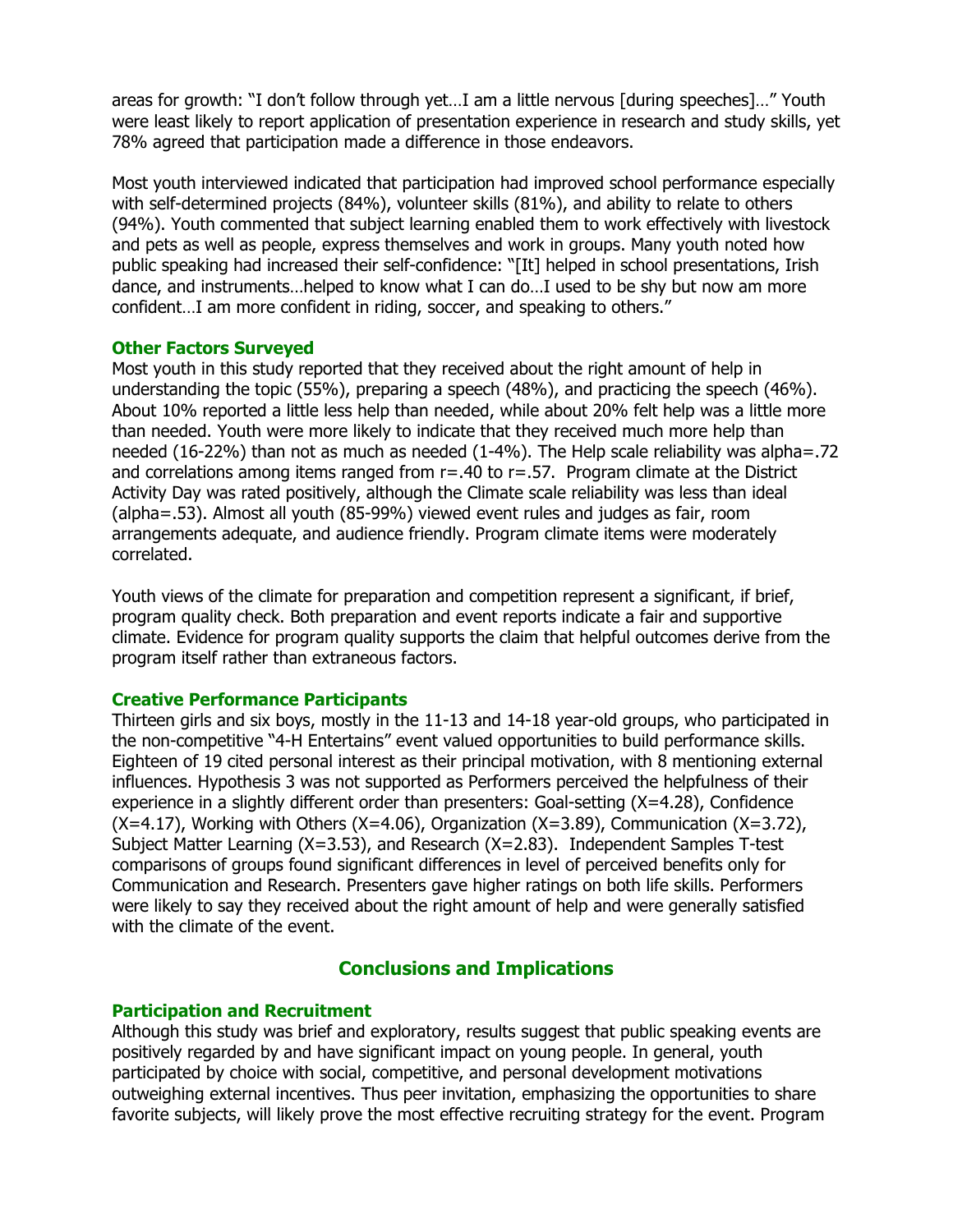areas for growth: "I don't follow through yet…I am a little nervous [during speeches]…" Youth were least likely to report application of presentation experience in research and study skills, yet 78% agreed that participation made a difference in those endeavors.

Most youth interviewed indicated that participation had improved school performance especially with self-determined projects (84%), volunteer skills (81%), and ability to relate to others (94%). Youth commented that subject learning enabled them to work effectively with livestock and pets as well as people, express themselves and work in groups. Many youth noted how public speaking had increased their self-confidence: "[It] helped in school presentations, Irish dance, and instruments…helped to know what I can do…I used to be shy but now am more confident…I am more confident in riding, soccer, and speaking to others."

### Other Factors Surveyed

Most youth in this study reported that they received about the right amount of help in understanding the topic (55%), preparing a speech (48%), and practicing the speech (46%). About 10% reported a little less help than needed, while about 20% felt help was a little more than needed. Youth were more likely to indicate that they received much more help than needed (16-22%) than not as much as needed (1-4%). The Help scale reliability was alpha=.72 and correlations among items ranged from r=.40 to r=.57. Program climate at the District Activity Day was rated positively, although the Climate scale reliability was less than ideal (alpha=.53). Almost all youth (85-99%) viewed event rules and judges as fair, room arrangements adequate, and audience friendly. Program climate items were moderately correlated.

Youth views of the climate for preparation and competition represent a significant, if brief, program quality check. Both preparation and event reports indicate a fair and supportive climate. Evidence for program quality supports the claim that helpful outcomes derive from the program itself rather than extraneous factors.

### Creative Performance Participants

Thirteen girls and six boys, mostly in the 11-13 and 14-18 year-old groups, who participated in the non-competitive "4-H Entertains" event valued opportunities to build performance skills. Eighteen of 19 cited personal interest as their principal motivation, with 8 mentioning external influences. Hypothesis 3 was not supported as Performers perceived the helpfulness of their experience in a slightly different order than presenters: Goal-setting (X=4.28), Confidence (X=4.17), Working with Others (X=4.06), Organization (X=3.89), Communication (X=3.72), Subject Matter Learning (X=3.53), and Research (X=2.83). Independent Samples T-test comparisons of groups found significant differences in level of perceived benefits only for Communication and Research. Presenters gave higher ratings on both life skills. Performers were likely to say they received about the right amount of help and were generally satisfied with the climate of the event.

## Conclusions and Implications

### Participation and Recruitment

Although this study was brief and exploratory, results suggest that public speaking events are positively regarded by and have significant impact on young people. In general, youth participated by choice with social, competitive, and personal development motivations outweighing external incentives. Thus peer invitation, emphasizing the opportunities to share favorite subjects, will likely prove the most effective recruiting strategy for the event. Program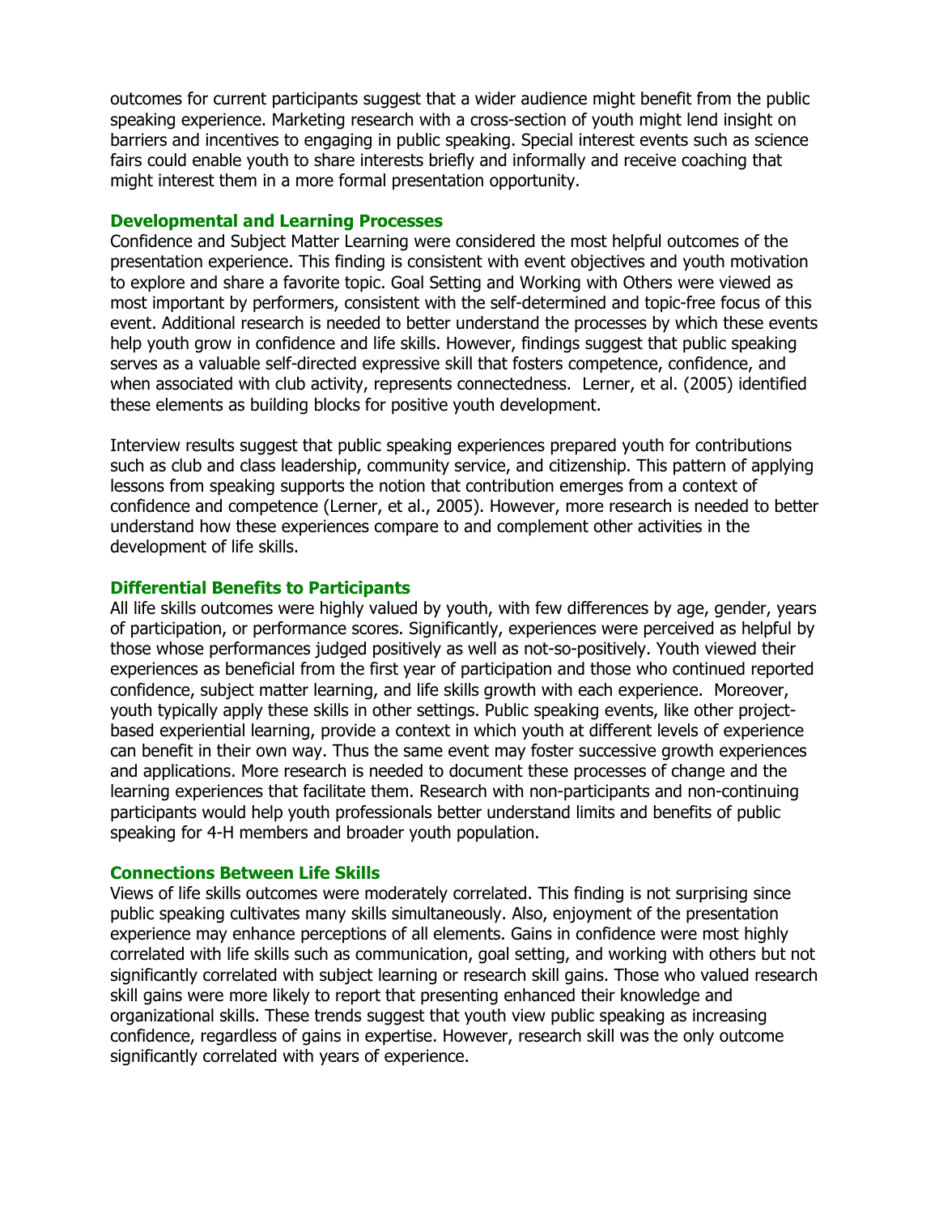outcomes for current participants suggest that a wider audience might benefit from the public speaking experience. Marketing research with a cross-section of youth might lend insight on barriers and incentives to engaging in public speaking. Special interest events such as science fairs could enable youth to share interests briefly and informally and receive coaching that might interest them in a more formal presentation opportunity.

### Developmental and Learning Processes

Confidence and Subject Matter Learning were considered the most helpful outcomes of the presentation experience. This finding is consistent with event objectives and youth motivation to explore and share a favorite topic. Goal Setting and Working with Others were viewed as most important by performers, consistent with the self-determined and topic-free focus of this event. Additional research is needed to better understand the processes by which these events help youth grow in confidence and life skills. However, findings suggest that public speaking serves as a valuable self-directed expressive skill that fosters competence, confidence, and when associated with club activity, represents connectedness. Lerner, et al. (2005) identified these elements as building blocks for positive youth development.

Interview results suggest that public speaking experiences prepared youth for contributions such as club and class leadership, community service, and citizenship. This pattern of applying lessons from speaking supports the notion that contribution emerges from a context of confidence and competence (Lerner, et al., 2005). However, more research is needed to better understand how these experiences compare to and complement other activities in the development of life skills.

### Differential Benefits to Participants

All life skills outcomes were highly valued by youth, with few differences by age, gender, years of participation, or performance scores. Significantly, experiences were perceived as helpful by those whose performances judged positively as well as not-so-positively. Youth viewed their experiences as beneficial from the first year of participation and those who continued reported confidence, subject matter learning, and life skills growth with each experience. Moreover, youth typically apply these skills in other settings. Public speaking events, like other project-based experiential learning, provide a context in which youth at different levels of experience can benefit in their own way. Thus the same event may foster successive growth experiences and applications. More research is needed to document these processes of change and the learning experiences that facilitate them. Research with non-participants and non-continuing participants would help youth professionals better understand limits and benefits of public speaking for 4-H members and broader youth population.

### Connections Between Life Skills

Views of life skills outcomes were moderately correlated. This finding is not surprising since public speaking cultivates many skills simultaneously. Also, enjoyment of the presentation experience may enhance perceptions of all elements. Gains in confidence were most highly correlated with life skills such as communication, goal setting, and working with others but not significantly correlated with subject learning or research skill gains. Those who valued research skill gains were more likely to report that presenting enhanced their knowledge and organizational skills. These trends suggest that youth view public speaking as increasing confidence, regardless of gains in expertise. However, research skill was the only outcome significantly correlated with years of experience.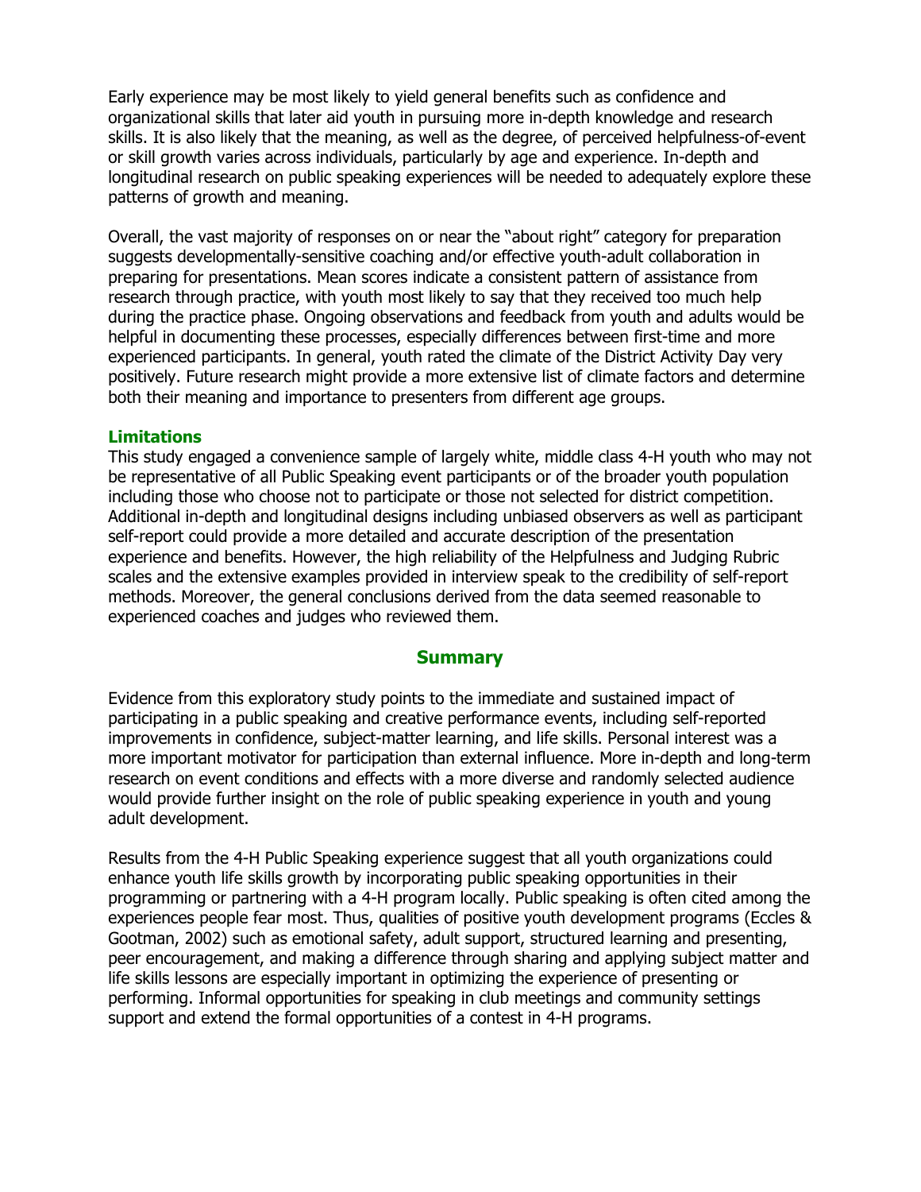Early experience may be most likely to yield general benefits such as confidence and organizational skills that later aid youth in pursuing more in-depth knowledge and research skills. It is also likely that the meaning, as well as the degree, of perceived helpfulness-of-event or skill growth varies across individuals, particularly by age and experience. In-depth and longitudinal research on public speaking experiences will be needed to adequately explore these patterns of growth and meaning.

Overall, the vast majority of responses on or near the "about right" category for preparation suggests developmentally-sensitive coaching and/or effective youth-adult collaboration in preparing for presentations. Mean scores indicate a consistent pattern of assistance from research through practice, with youth most likely to say that they received too much help during the practice phase. Ongoing observations and feedback from youth and adults would be helpful in documenting these processes, especially differences between first-time and more experienced participants. In general, youth rated the climate of the District Activity Day very positively. Future research might provide a more extensive list of climate factors and determine both their meaning and importance to presenters from different age groups.

### Limitations

This study engaged a convenience sample of largely white, middle class 4-H youth who may not be representative of all Public Speaking event participants or of the broader youth population including those who choose not to participate or those not selected for district competition. Additional in-depth and longitudinal designs including unbiased observers as well as participant self-report could provide a more detailed and accurate description of the presentation experience and benefits. However, the high reliability of the Helpfulness and Judging Rubric scales and the extensive examples provided in interview speak to the credibility of self-report methods. Moreover, the general conclusions derived from the data seemed reasonable to experienced coaches and judges who reviewed them.

## Summary

Evidence from this exploratory study points to the immediate and sustained impact of participating in a public speaking and creative performance events, including self-reported improvements in confidence, subject-matter learning, and life skills. Personal interest was a more important motivator for participation than external influence. More in-depth and long-term research on event conditions and effects with a more diverse and randomly selected audience would provide further insight on the role of public speaking experience in youth and young adult development.

Results from the 4-H Public Speaking experience suggest that all youth organizations could enhance youth life skills growth by incorporating public speaking opportunities in their programming or partnering with a 4-H program locally. Public speaking is often cited among the experiences people fear most. Thus, qualities of positive youth development programs (Eccles & Gootman, 2002) such as emotional safety, adult support, structured learning and presenting, peer encouragement, and making a difference through sharing and applying subject matter and life skills lessons are especially important in optimizing the experience of presenting or performing. Informal opportunities for speaking in club meetings and community settings support and extend the formal opportunities of a contest in 4-H programs.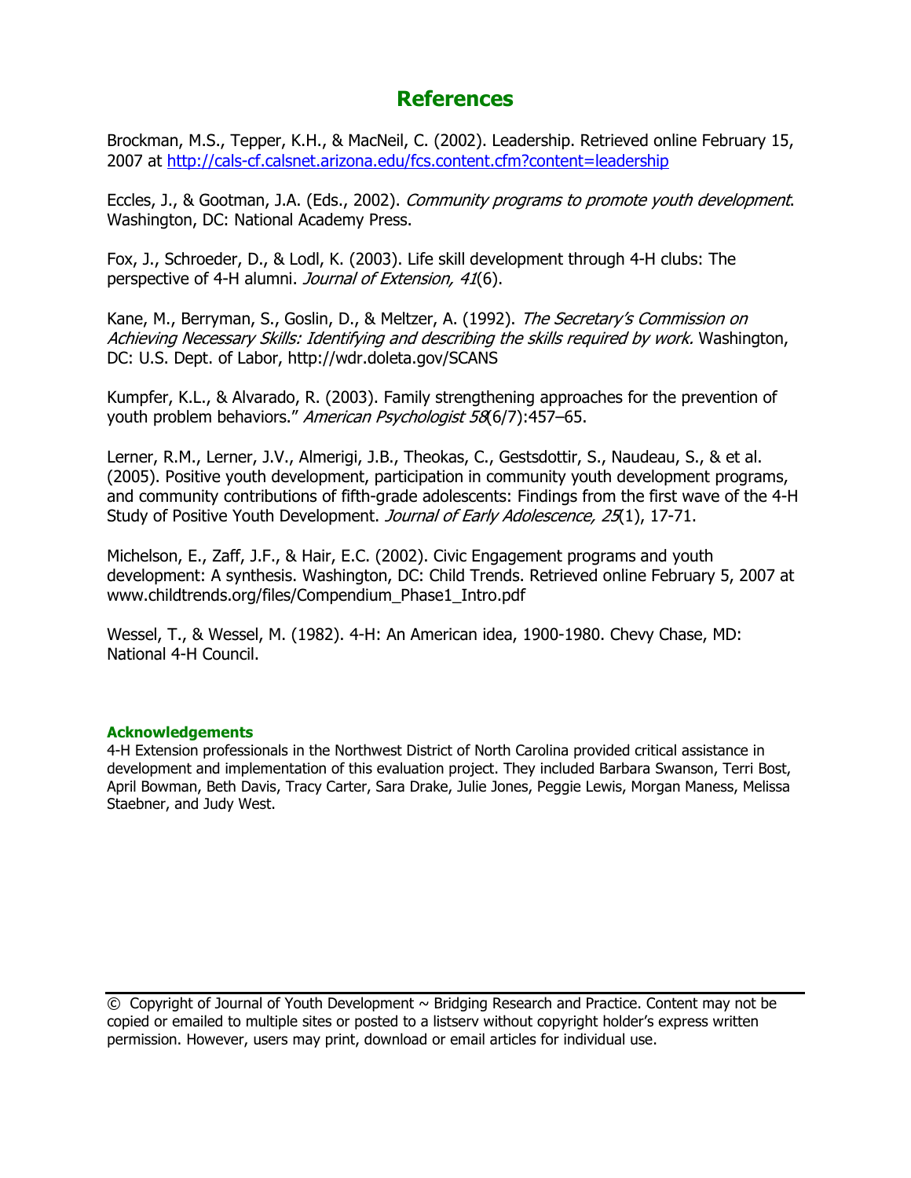# References

Brockman, M.S., Tepper, K.H., & MacNeil, C. (2002). Leadership. Retrieved online February 15, 2007 at http://cals-cf.calsnet.arizona.edu/fcs.content.cfm?content=leadership

Eccles, J., & Gootman, J.A. (Eds., 2002). *Community programs to promote youth development*. Washington, DC: National Academy Press.

Fox, J., Schroeder, D., & Lodl, K. (2003). Life skill development through 4-H clubs: The perspective of 4-H alumni. *Journal of Extension, 41*(6).

Kane, M., Berryman, S., Goslin, D., & Meltzer, A. (1992). *The Secretary's Commission on Achieving Necessary Skills: Identifying and describing the skills required by work.* Washington, DC: U.S. Dept. of Labor, http://wdr.doleta.gov/SCANS

Kumpfer, K.L., & Alvarado, R. (2003). Family strengthening approaches for the prevention of youth problem behaviors." *American Psychologist 58*(6/7):457–65.

Lerner, R.M., Lerner, J.V., Almerigi, J.B., Theokas, C., Gestsdottir, S., Naudeau, S., & et al. (2005). Positive youth development, participation in community youth development programs, and community contributions of fifth-grade adolescents: Findings from the first wave of the 4-H Study of Positive Youth Development. *Journal of Early Adolescence, 25*(1), 17-71.

Michelson, E., Zaff, J.F., & Hair, E.C. (2002). Civic Engagement programs and youth development: A synthesis. Washington, DC: Child Trends. Retrieved online February 5, 2007 at www.childtrends.org/files/Compendium_Phase1_Intro.pdf

Wessel, T., & Wessel, M. (1982). 4-H: An American idea, 1900-1980. Chevy Chase, MD: National 4-H Council.

### Acknowledgements

4-H Extension professionals in the Northwest District of North Carolina provided critical assistance in development and implementation of this evaluation project. They included Barbara Swanson, Terri Bost, April Bowman, Beth Davis, Tracy Carter, Sara Drake, Julie Jones, Peggie Lewis, Morgan Maness, Melissa Staebner, and Judy West.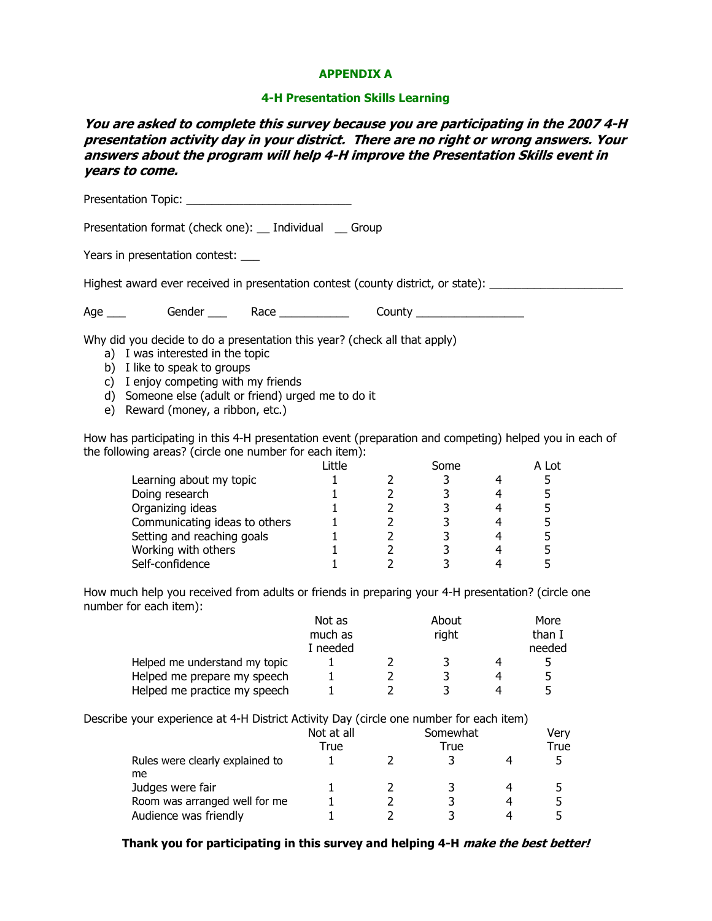## APPENDIX A

### 4-H Presentation Skills Learning

***You are asked to complete this survey because you are participating in the 2007 4-H presentation activity day in your district. There are no right or wrong answers. Your answers about the program will help 4-H improve the Presentation Skills event in years to come.***

Presentation Topic: ___________________________

Presentation format (check one): __ Individual __ Group

Years in presentation contest: ___

Highest award ever received in presentation contest (county district, or state): ______________________

Age ___ Gender ___ Race ____________ County __________________

Why did you decide to do a presentation this year? (check all that apply)

a) I was interested in the topic
b) I like to speak to groups
c) I enjoy competing with my friends
d) Someone else (adult or friend) urged me to do it
e) Reward (money, a ribbon, etc.)

How has participating in this 4-H presentation event (preparation and competing) helped you in each of the following areas? (circle one number for each item):

| | Little | | Some | | A Lot |
|---|---|---|---|---|---|
| Learning about my topic | 1 | 2 | 3 | 4 | 5 |
| Doing research | 1 | 2 | 3 | 4 | 5 |
| Organizing ideas | 1 | 2 | 3 | 4 | 5 |
| Communicating ideas to others | 1 | 2 | 3 | 4 | 5 |
| Setting and reaching goals | 1 | 2 | 3 | 4 | 5 |
| Working with others | 1 | 2 | 3 | 4 | 5 |
| Self-confidence | 1 | 2 | 3 | 4 | 5 |

How much help you received from adults or friends in preparing your 4-H presentation? (circle one number for each item):

| | Not as much as I needed | | About right | | More than I needed |
|---|---|---|---|---|---|
| Helped me understand my topic | 1 | 2 | 3 | 4 | 5 |
| Helped me prepare my speech | 1 | 2 | 3 | 4 | 5 |
| Helped me practice my speech | 1 | 2 | 3 | 4 | 5 |

Describe your experience at 4-H District Activity Day (circle one number for each item)

| | Not at all True | | Somewhat True | | Very True |
|---|---|---|---|---|---|
| Rules were clearly explained to me | 1 | 2 | 3 | 4 | 5 |
| Judges were fair | 1 | 2 | 3 | 4 | 5 |
| Room was arranged well for me | 1 | 2 | 3 | 4 | 5 |
| Audience was friendly | 1 | 2 | 3 | 4 | 5 |

**Thank you for participating in this survey and helping 4-H *make the best better!***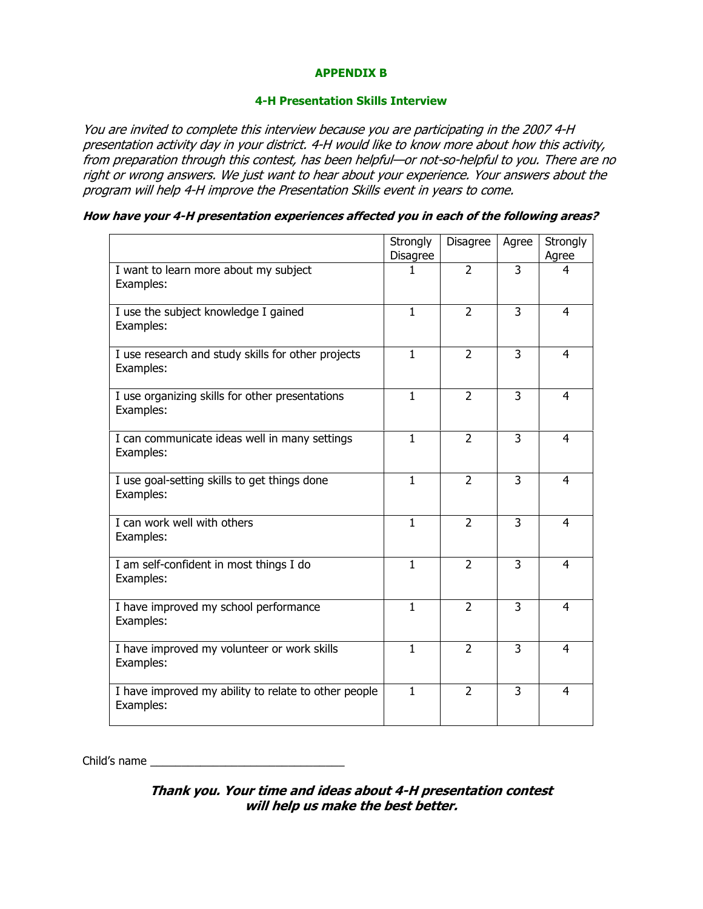## APPENDIX B

### 4-H Presentation Skills Interview

*You are invited to complete this interview because you are participating in the 2007 4-H presentation activity day in your district. 4-H would like to know more about how this activity, from preparation through this contest, has been helpful—or not-so-helpful to you. There are no right or wrong answers. We just want to hear about your experience. Your answers about the program will help 4-H improve the Presentation Skills event in years to come.*

***How have your 4-H presentation experiences affected you in each of the following areas?***

| | Strongly Disagree | Disagree | Agree | Strongly Agree |
|---|---|---|---|---|
| I want to learn more about my subject<br>Examples: | 1 | 2 | 3 | 4 |
| I use the subject knowledge I gained<br>Examples: | 1 | 2 | 3 | 4 |
| I use research and study skills for other projects<br>Examples: | 1 | 2 | 3 | 4 |
| I use organizing skills for other presentations<br>Examples: | 1 | 2 | 3 | 4 |
| I can communicate ideas well in many settings<br>Examples: | 1 | 2 | 3 | 4 |
| I use goal-setting skills to get things done<br>Examples: | 1 | 2 | 3 | 4 |
| I can work well with others<br>Examples: | 1 | 2 | 3 | 4 |
| I am self-confident in most things I do<br>Examples: | 1 | 2 | 3 | 4 |
| I have improved my school performance<br>Examples: | 1 | 2 | 3 | 4 |
| I have improved my volunteer or work skills<br>Examples: | 1 | 2 | 3 | 4 |
| I have improved my ability to relate to other people<br>Examples: | 1 | 2 | 3 | 4 |

Child's name ______________________________

***Thank you. Your time and ideas about 4-H presentation contest will help us make the best better.***